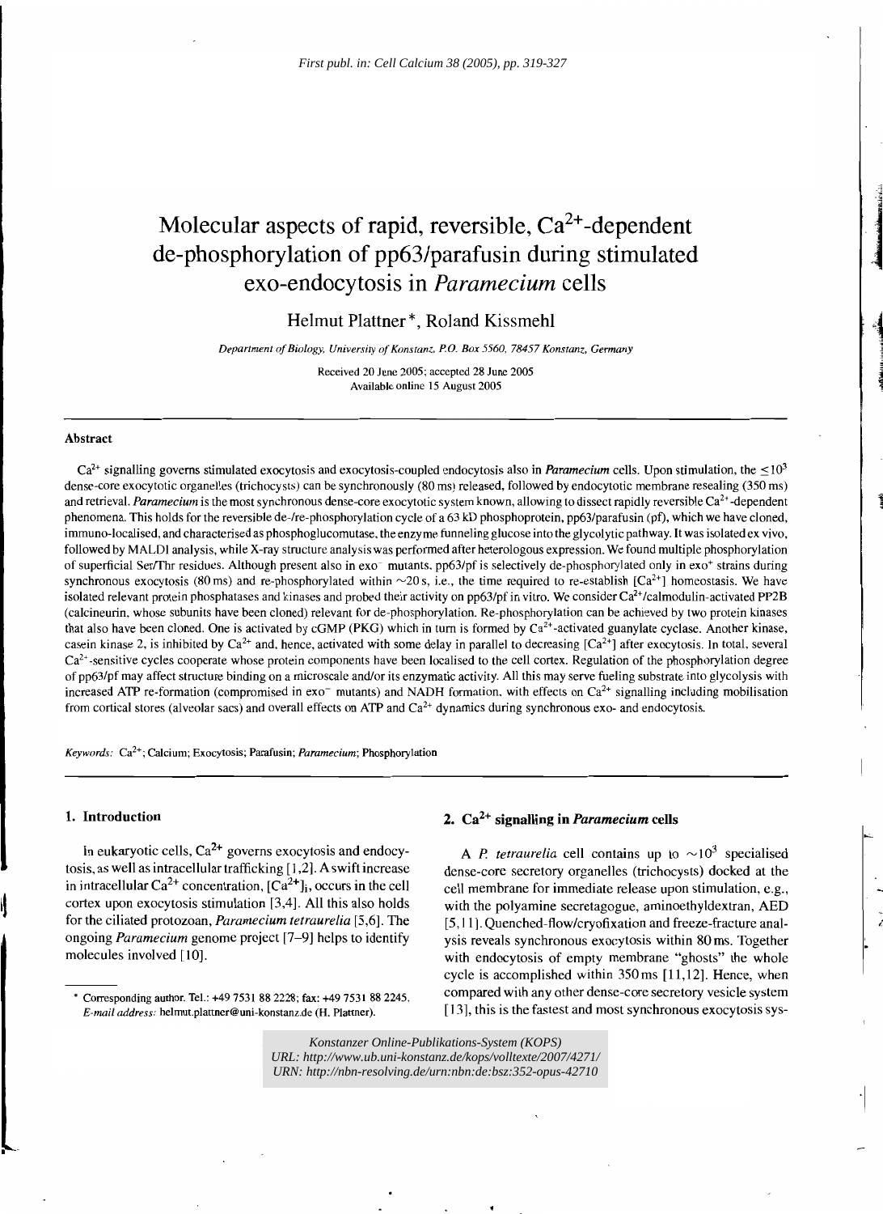First publ. in: Cell Calcium 38 (2005), pp. 319-327

# Molecular aspects of rapid, reversible, $Ca^{2+}$-dependent de-phosphorylation of pp63/parafusin during stimulated exo-endocytosis in *Paramecium* cells

Helmut Plattner *, Roland Kissmehl

*Department of Biology, University of Konstanz, P.O. Box 5560, 78457 Konstanz, Germany*

Received 20 June 2005; accepted 28 June 2005
Available online 15 August 2005

## Abstract

$Ca^{2+}$ signalling governs stimulated exocytosis and exocytosis-coupled endocytosis also in *Paramecium* cells. Upon stimulation, the $\leq 10^3$ dense-core exocytotic organelles (trichocysts) can be synchronously (80 ms) released, followed by endocytotic membrane resealing (350 ms) and retrieval. *Paramecium* is the most synchronous dense-core exocytotic system known, allowing to dissect rapidly reversible $Ca^{2+}$-dependent phenomena. This holds for the reversible de-/re-phosphorylation cycle of a 63 kD phosphoprotein, pp63/parafusin (pf), which we have cloned, immuno-localised, and characterised as phosphoglucomutase, the enzyme funneling glucose into the glycolytic pathway. It was isolated ex vivo, followed by MALDI analysis, while X-ray structure analysis was performed after heterologous expression. We found multiple phosphorylation of superficial Ser/Thr residues. Although present also in $exo^-$ mutants, pp63/pf is selectively de-phosphorylated only in $exo^+$ strains during synchronous exocytosis (80 ms) and re-phosphorylated within ~20 s, i.e., the time required to re-establish $[Ca^{2+}]$ homeostasis. We have isolated relevant protein phosphatases and kinases and probed their activity on pp63/pf in vitro. We consider $Ca^{2+}$/calmodulin-activated PP2B (calcineurin, whose subunits have been cloned) relevant for de-phosphorylation. Re-phosphorylation can be achieved by two protein kinases that also have been cloned. One is activated by cGMP (PKG) which in turn is formed by $Ca^{2+}$-activated guanylate cyclase. Another kinase, casein kinase 2, is inhibited by $Ca^{2+}$ and, hence, activated with some delay in parallel to decreasing $[Ca^{2+}]$ after exocytosis. In total, several $Ca^{2+}$-sensitive cycles cooperate whose protein components have been localised to the cell cortex. Regulation of the phosphorylation degree of pp63/pf may affect structure binding on a microscale and/or its enzymatic activity. All this may serve fueling substrate into glycolysis with increased ATP re-formation (compromised in $exo^-$ mutants) and NADH formation, with effects on $Ca^{2+}$ signalling including mobilisation from cortical stores (alveolar sacs) and overall effects on ATP and $Ca^{2+}$ dynamics during synchronous exo- and endocytosis.

*Keywords:* $Ca^{2+}$; Calcium; Exocytosis; Parafusin; *Paramecium*; Phosphorylation

## 1. Introduction

In eukaryotic cells, $Ca^{2+}$ governs exocytosis and endocytosis, as well as intracellular trafficking [1,2]. A swift increase in intracellular $Ca^{2+}$ concentration, $[Ca^{2+}]_i$, occurs in the cell cortex upon exocytosis stimulation [3,4]. All this also holds for the ciliated protozoan, *Paramecium tetraurelia* [5,6]. The ongoing *Paramecium* genome project [7–9] helps to identify molecules involved [10].

\* Corresponding author. Tel.: +49 7531 88 2228; fax: +49 7531 88 2245.
*E-mail address:* helmut.plattner@uni-konstanz.de (H. Plattner).

## 2. $Ca^{2+}$ signalling in *Paramecium* cells

A *P. tetraurelia* cell contains up to ~$10^3$ specialised dense-core secretory organelles (trichocysts) docked at the cell membrane for immediate release upon stimulation, e.g., with the polyamine secretagogue, aminoethyldextran, AED [5,11]. Quenched-flow/cryofixation and freeze-fracture analysis reveals synchronous exocytosis within 80 ms. Together with endocytosis of empty membrane "ghosts" the whole cycle is accomplished within 350 ms [11,12]. Hence, when compared with any other dense-core secretory vesicle system [13], this is the fastest and most synchronous exocytosis sys-

Konstanzer Online-Publikations-System (KOPS)
URL: http://www.ub.uni-konstanz.de/kops/volltexte/2007/4271/
URN: http://nbn-resolving.de/urn:nbn:de:bsz:352-opus-42710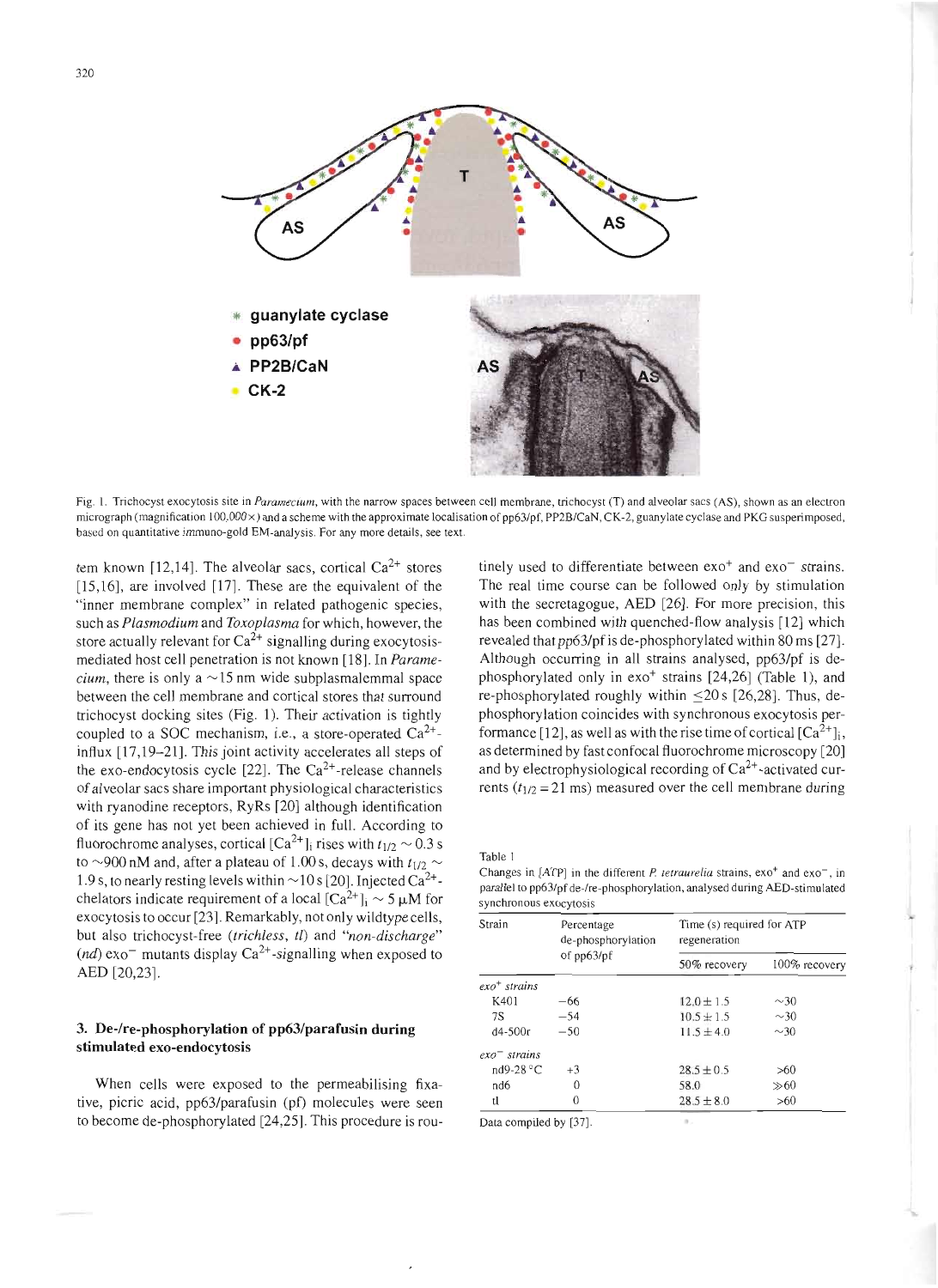Fig. 1. Trichocyst exocytosis site in *Paramecium*, with the narrow spaces between cell membrane, trichocyst (T) and alveolar sacs (AS), shown as an electron micrograph (magnification 100,000×) and a scheme with the approximate localisation of pp63/pf, PP2B/CaN, CK-2, guanylate cyclase and PKG susperimposed, based on quantitative immuno-gold EM-analysis. For any more details, see text.

tem known [12,14]. The alveolar sacs, cortical $Ca^{2+}$ stores [15,16], are involved [17]. These are the equivalent of the "inner membrane complex" in related pathogenic species, such as *Plasmodium* and *Toxoplasma* for which, however, the store actually relevant for $Ca^{2+}$ signalling during exocytosis-mediated host cell penetration is not known [18]. In *Paramecium*, there is only a ~15 nm wide subplasmalemmal space between the cell membrane and cortical stores that surround trichocyst docking sites (Fig. 1). Their activation is tightly coupled to a SOC mechanism, i.e., a store-operated $Ca^{2+}$-influx [17,19–21]. This joint activity accelerates all steps of the exo-endocytosis cycle [22]. The $Ca^{2+}$-release channels of alveolar sacs share important physiological characteristics with ryanodine receptors, RyRs [20] although identification of its gene has not yet been achieved in full. According to fluorochrome analyses, cortical $[Ca^{2+}]_i$ rises with $t_{1/2}$ ~ 0.3 s to ~900 nM and, after a plateau of 1.00 s, decays with $t_{1/2}$ ~ 1.9 s, to nearly resting levels within ~10 s [20]. Injected $Ca^{2+}$-chelators indicate requirement of a local $[Ca^{2+}]_i$ ~ 5 μM for exocytosis to occur [23]. Remarkably, not only wildtype cells, but also trichocyst-free (*trichless*, *tl*) and "*non-discharge*" (*nd*) exo$^-$ mutants display $Ca^{2+}$-signalling when exposed to AED [20,23].

### 3. De-/re-phosphorylation of pp63/parafusin during stimulated exo-endocytosis

When cells were exposed to the permeabilising fixative, picric acid, pp63/parafusin (pf) molecules were seen to become de-phosphorylated [24,25]. This procedure is routinely used to differentiate between exo$^+$ and exo$^-$ strains. The real time course can be followed only by stimulation with the secretagogue, AED [26]. For more precision, this has been combined with quenched-flow analysis [12] which revealed that pp63/pf is de-phosphorylated within 80 ms [27]. Although occurring in all strains analysed, pp63/pf is de-phosphorylated only in exo$^+$ strains [24,26] (Table 1), and re-phosphorylated roughly within ≤20 s [26,28]. Thus, de-phosphorylation coincides with synchronous exocytosis performance [12], as well as with the rise time of cortical $[Ca^{2+}]_i$, as determined by fast confocal fluorochrome microscopy [20] and by electrophysiological recording of $Ca^{2+}$-activated currents ($t_{1/2}$ = 21 ms) measured over the cell membrane during

Table 1
Changes in [ATP] in the different *P. tetraurelia* strains, exo$^+$ and exo$^-$, in parallel to pp63/pf de-/re-phosphorylation, analysed during AED-stimulated synchronous exocytosis

| Strain | Percentage de-phosphorylation of pp63/pf | Time (s) required for ATP regeneration | |
|---|---|---|---|
| | | 50% recovery | 100% recovery |
| *exo$^+$ strains* | | | |
| K401 | −66 | 12.0 ± 1.5 | ~30 |
| 7S | −54 | 10.5 ± 1.5 | ~30 |
| d4-500r | −50 | 11.5 ± 4.0 | ~30 |
| *exo$^-$ strains* | | | |
| nd9-28 °C | +3 | 28.5 ± 0.5 | >60 |
| nd6 | 0 | 58.0 | ≫60 |
| tl | 0 | 28.5 ± 8.0 | >60 |

Data compiled by [37].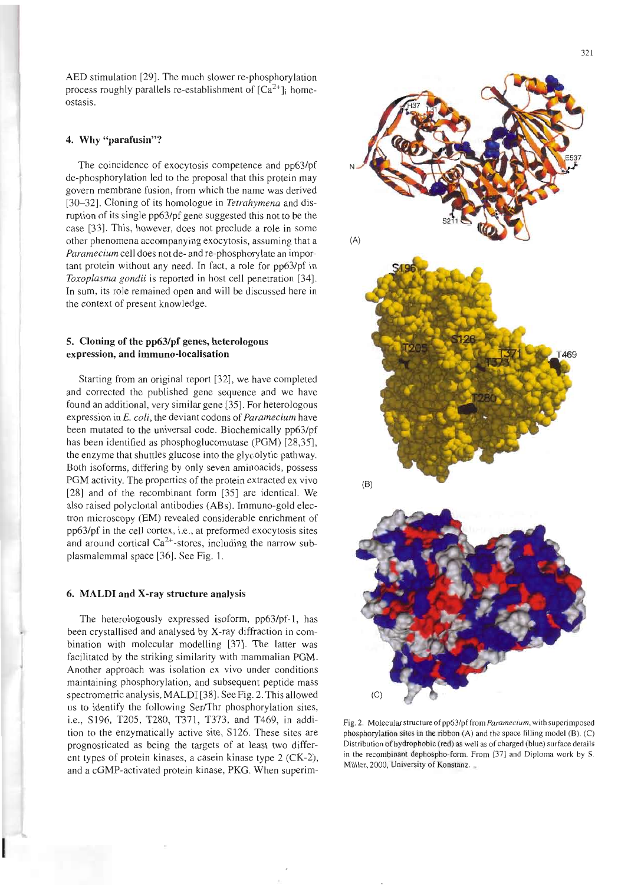AED stimulation [29]. The much slower re-phosphorylation process roughly parallels re-establishment of $[Ca^{2+}]_i$ homeostasis.

## 4. Why "parafusin"?

The coincidence of exocytosis competence and pp63/pf de-phosphorylation led to the proposal that this protein may govern membrane fusion, from which the name was derived [30–32]. Cloning of its homologue in *Tetrahymena* and disruption of its single pp63/pf gene suggested this not to be the case [33]. This, however, does not preclude a role in some other phenomena accompanying exocytosis, assuming that a *Paramecium* cell does not de- and re-phosphorylate an important protein without any need. In fact, a role for pp63/pf in *Toxoplasma gondii* is reported in host cell penetration [34]. In sum, its role remained open and will be discussed here in the context of present knowledge.

## 5. Cloning of the pp63/pf genes, heterologous expression, and immuno-localisation

Starting from an original report [32], we have completed and corrected the published gene sequence and we have found an additional, very similar gene [35]. For heterologous expression in *E. coli*, the deviant codons of *Paramecium* have been mutated to the universal code. Biochemically pp63/pf has been identified as phosphoglucomutase (PGM) [28,35], the enzyme that shuttles glucose into the glycolytic pathway. Both isoforms, differing by only seven aminoacids, possess PGM activity. The properties of the protein extracted ex vivo [28] and of the recombinant form [35] are identical. We also raised polyclonal antibodies (ABs). Immuno-gold electron microscopy (EM) revealed considerable enrichment of pp63/pf in the cell cortex, i.e., at preformed exocytosis sites and around cortical $Ca^{2+}$-stores, including the narrow subplasmalemmal space [36]. See Fig. 1.

## 6. MALDI and X-ray structure analysis

The heterologously expressed isoform, pp63/pf-1, has been crystallised and analysed by X-ray diffraction in combination with molecular modelling [37]. The latter was facilitated by the striking similarity with mammalian PGM. Another approach was isolation ex vivo under conditions maintaining phosphorylation, and subsequent peptide mass spectrometric analysis, MALDI [38]. See Fig. 2. This allowed us to identify the following Ser/Thr phosphorylation sites, i.e., S196, T205, T280, T371, T373, and T469, in addition to the enzymatically active site, S126. These sites are prognosticated as being the targets of at least two different types of protein kinases, a casein kinase type 2 (CK-2), and a cGMP-activated protein kinase, PKG. When superim-

Fig. 2. Molecular structure of pp63/pf from *Paramecium*, with superimposed phosphorylation sites in the ribbon (A) and the space filling model (B). (C) Distribution of hydrophobic (red) as well as of charged (blue) surface details in the recombinant dephospho-form. From [37] and Diploma work by S. Müller, 2000, University of Konstanz.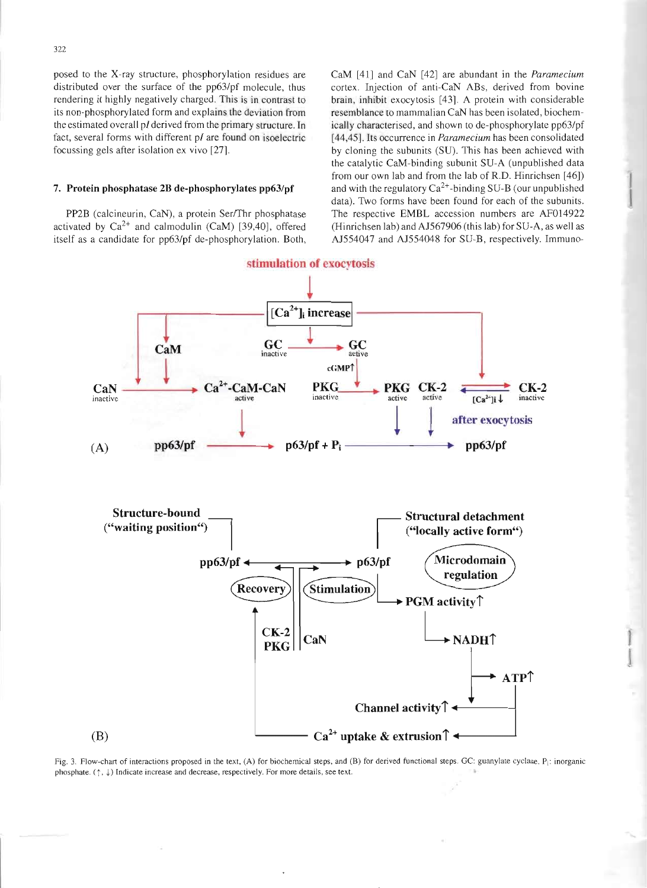posed to the X-ray structure, phosphorylation residues are distributed over the surface of the pp63/pf molecule, thus rendering it highly negatively charged. This is in contrast to its non-phosphorylated form and explains the deviation from the estimated overall p*I* derived from the primary structure. In fact, several forms with different p*I* are found on isoelectric focussing gels after isolation ex vivo [27].

## 7. Protein phosphatase 2B de-phosphorylates pp63/pf

PP2B (calcineurin, CaN), a protein Ser/Thr phosphatase activated by $Ca^{2+}$ and calmodulin (CaM) [39,40], offered itself as a candidate for pp63/pf de-phosphorylation. Both, CaM [41] and CaN [42] are abundant in the *Paramecium* cortex. Injection of anti-CaN ABs, derived from bovine brain, inhibit exocytosis [43]. A protein with considerable resemblance to mammalian CaN has been isolated, biochemically characterised, and shown to de-phosphorylate pp63/pf [44,45]. Its occurrence in *Paramecium* has been consolidated by cloning the subunits (SU). This has been achieved with the catalytic CaM-binding subunit SU-A (unpublished data from our own lab and from the lab of R.D. Hinrichsen [46]) and with the regulatory $Ca^{2+}$-binding SU-B (our unpublished data). Two forms have been found for each of the subunits. The respective EMBL accession numbers are AF014922 (Hinrichsen lab) and AJ567906 (this lab) for SU-A, as well as AJ554047 and AJ554048 for SU-B, respectively. Immuno-

Fig. 3. Flow-chart of interactions proposed in the text, (A) for biochemical steps, and (B) for derived functional steps. GC: guanylate cyclase. $P_i$: inorganic phosphate. (↑, ↓) Indicate increase and decrease, respectively. For more details, see text.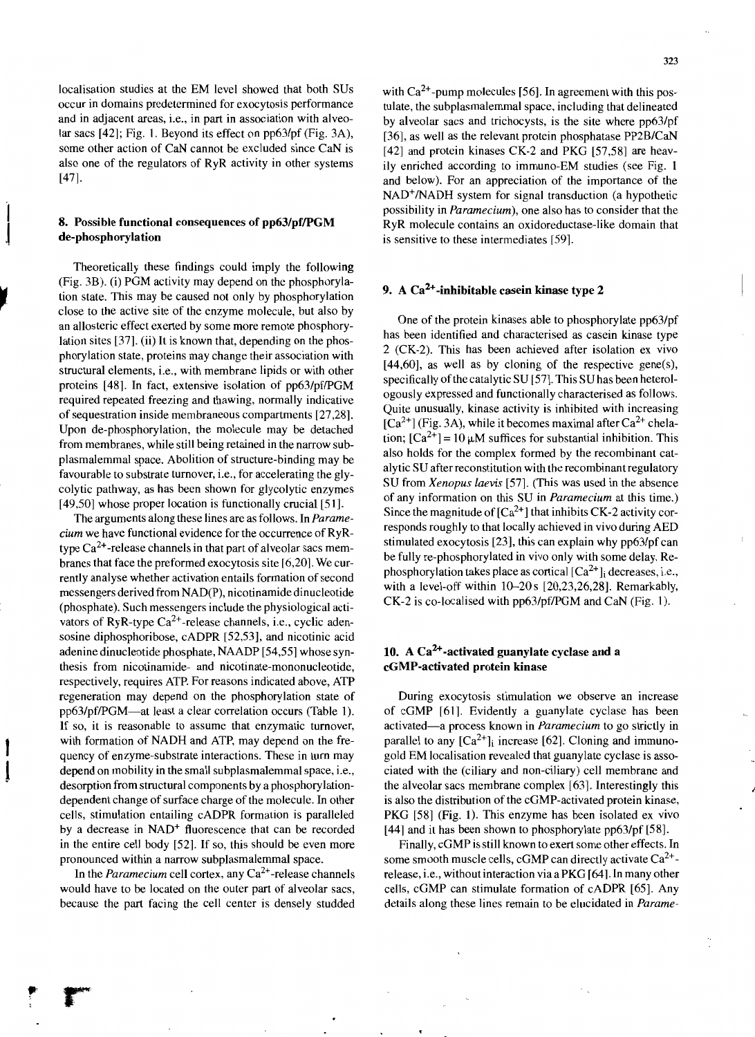localisation studies at the EM level showed that both SUs occur in domains predetermined for exocytosis performance and in adjacent areas, i.e., in part in association with alveolar sacs [42]; Fig. 1. Beyond its effect on pp63/pf (Fig. 3A), some other action of CaN cannot be excluded since CaN is also one of the regulators of RyR activity in other systems [47].

## 8. Possible functional consequences of pp63/pf/PGM de-phosphorylation

Theoretically these findings could imply the following (Fig. 3B). (i) PGM activity may depend on the phosphorylation state. This may be caused not only by phosphorylation close to the active site of the enzyme molecule, but also by an allosteric effect exerted by some more remote phosphorylation sites [37]. (ii) It is known that, depending on the phosphorylation state, proteins may change their association with structural elements, i.e., with membrane lipids or with other proteins [48]. In fact, extensive isolation of pp63/pf/PGM required repeated freezing and thawing, normally indicative of sequestration inside membraneous compartments [27,28]. Upon de-phosphorylation, the molecule may be detached from membranes, while still being retained in the narrow subplasmalemmal space. Abolition of structure-binding may be favourable to substrate turnover, i.e., for accelerating the glycolytic pathway, as has been shown for glycolytic enzymes [49,50] whose proper location is functionally crucial [51].

The arguments along these lines are as follows. In *Paramecium* we have functional evidence for the occurrence of RyR-type $Ca^{2+}$-release channels in that part of alveolar sacs membranes that face the preformed exocytosis site [6,20]. We currently analyse whether activation entails formation of second messengers derived from NAD(P), nicotinamide dinucleotide (phosphate). Such messengers include the physiological activators of RyR-type $Ca^{2+}$-release channels, i.e., cyclic adenosine diphosphoribose, cADPR [52,53], and nicotinic acid adenine dinucleotide phosphate, NAADP [54,55] whose synthesis from nicotinamide- and nicotinate-mononucleotide, respectively, requires ATP. For reasons indicated above, ATP regeneration may depend on the phosphorylation state of pp63/pf/PGM—at least a clear correlation occurs (Table 1). If so, it is reasonable to assume that enzymatic turnover, with formation of NADH and ATP, may depend on the frequency of enzyme-substrate interactions. These in turn may depend on mobility in the small subplasmalemmal space, i.e., desorption from structural components by a phosphorylation-dependent change of surface charge of the molecule. In other cells, stimulation entailing cADPR formation is paralleled by a decrease in $NAD^+$ fluorescence that can be recorded in the entire cell body [52]. If so, this should be even more pronounced within a narrow subplasmalemmal space.

In the *Paramecium* cell cortex, any $Ca^{2+}$-release channels would have to be located on the outer part of alveolar sacs, because the part facing the cell center is densely studded with $Ca^{2+}$-pump molecules [56]. In agreement with this postulate, the subplasmalemmal space, including that delineated by alveolar sacs and trichocysts, is the site where pp63/pf [36], as well as the relevant protein phosphatase PP2B/CaN [42] and protein kinases CK-2 and PKG [57,58] are heavily enriched according to immuno-EM studies (see Fig. 1 and below). For an appreciation of the importance of the $NAD^+$/NADH system for signal transduction (a hypothetic possibility in *Paramecium*), one also has to consider that the RyR molecule contains an oxidoreductase-like domain that is sensitive to these intermediates [59].

## 9. A $Ca^{2+}$-inhibitable casein kinase type 2

One of the protein kinases able to phosphorylate pp63/pf has been identified and characterised as casein kinase type 2 (CK-2). This has been achieved after isolation ex vivo [44,60], as well as by cloning of the respective gene(s), specifically of the catalytic SU [57]. This SU has been heterologously expressed and functionally characterised as follows. Quite unusually, kinase activity is inhibited with increasing $[Ca^{2+}]$ (Fig. 3A), while it becomes maximal after $Ca^{2+}$ chelation; $[Ca^{2+}] = 10\ \mu M$ suffices for substantial inhibition. This also holds for the complex formed by the recombinant catalytic SU after reconstitution with the recombinant regulatory SU from *Xenopus laevis* [57]. (This was used in the absence of any information on this SU in *Paramecium* at this time.) Since the magnitude of $[Ca^{2+}]$ that inhibits CK-2 activity corresponds roughly to that locally achieved in vivo during AED stimulated exocytosis [23], this can explain why pp63/pf can be fully re-phosphorylated in vivo only with some delay. Re-phosphorylation takes place as cortical $[Ca^{2+}]_i$ decreases, i.e., with a level-off within 10–20 s [20,23,26,28]. Remarkably, CK-2 is co-localised with pp63/pf/PGM and CaN (Fig. 1).

## 10. A $Ca^{2+}$-activated guanylate cyclase and a cGMP-activated protein kinase

During exocytosis stimulation we observe an increase of cGMP [61]. Evidently a guanylate cyclase has been activated—a process known in *Paramecium* to go strictly in parallel to any $[Ca^{2+}]_i$ increase [62]. Cloning and immunogold EM localisation revealed that guanylate cyclase is associated with the (ciliary and non-ciliary) cell membrane and the alveolar sacs membrane complex [63]. Interestingly this is also the distribution of the cGMP-activated protein kinase, PKG [58] (Fig. 1). This enzyme has been isolated ex vivo [44] and it has been shown to phosphorylate pp63/pf [58].

Finally, cGMP is still known to exert some other effects. In some smooth muscle cells, cGMP can directly activate $Ca^{2+}$-release, i.e., without interaction via a PKG [64]. In many other cells, cGMP can stimulate formation of cADPR [65]. Any details along these lines remain to be elucidated in *Parame-*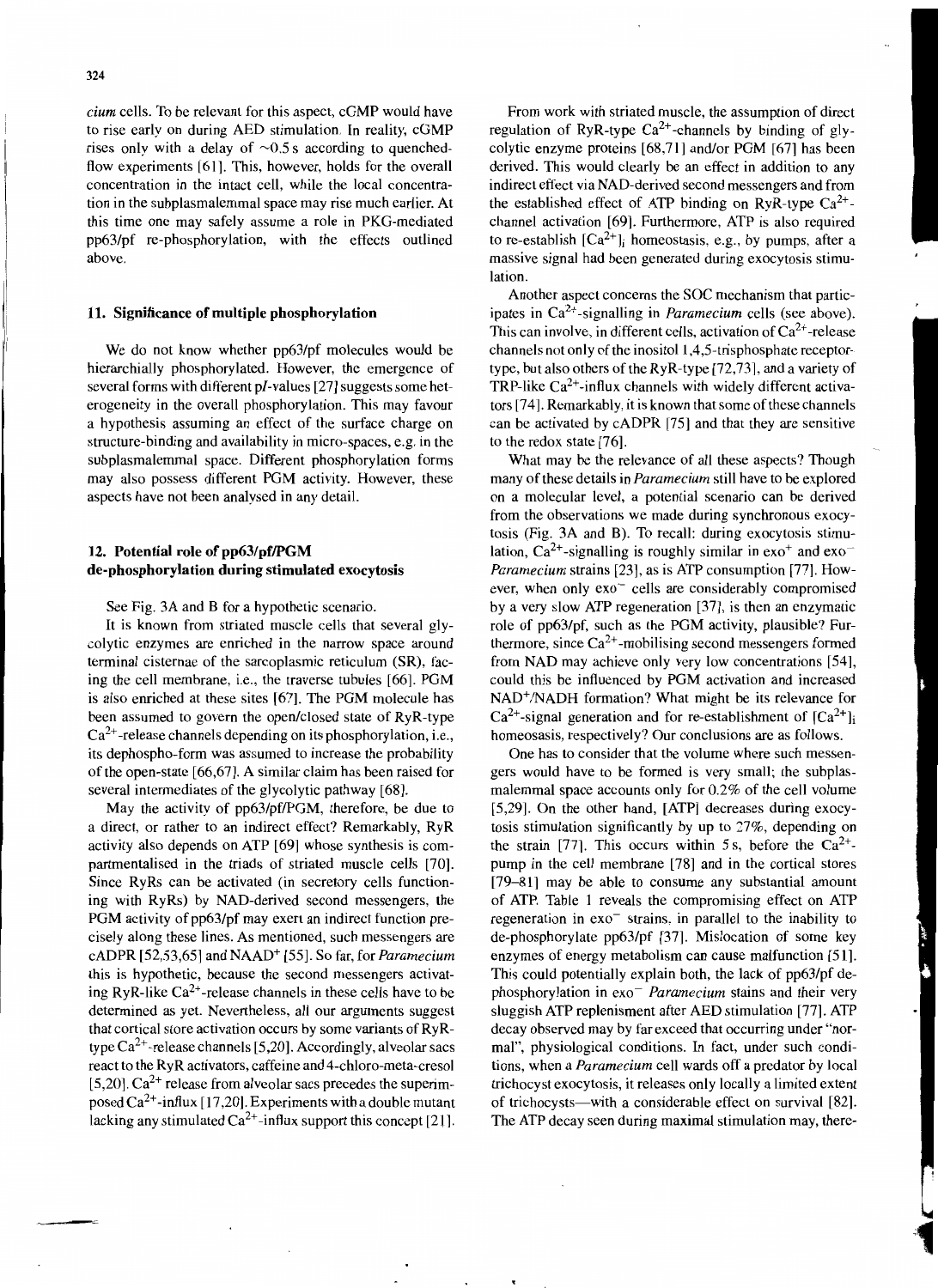*cium* cells. To be relevant for this aspect, cGMP would have to rise early on during AED stimulation. In reality, cGMP rises only with a delay of ~0.5 s according to quenched-flow experiments [61]. This, however, holds for the overall concentration in the intact cell, while the local concentration in the subplasmalemmal space may rise much earlier. At this time one may safely assume a role in PKG-mediated pp63/pf re-phosphorylation, with the effects outlined above.

## 11. Significance of multiple phosphorylation

We do not know whether pp63/pf molecules would be hierarchially phosphorylated. However, the emergence of several forms with different pI-values [27] suggests some heterogeneity in the overall phosphorylation. This may favour a hypothesis assuming an effect of the surface charge on structure-binding and availability in micro-spaces, e.g. in the subplasmalemmal space. Different phosphorylation forms may also possess different PGM activity. However, these aspects have not been analysed in any detail.

## 12. Potential role of pp63/pf/PGM de-phosphorylation during stimulated exocytosis

See Fig. 3A and B for a hypothetic scenario.

It is known from striated muscle cells that several glycolytic enzymes are enriched in the narrow space around terminal cisternae of the sarcoplasmic reticulum (SR), facing the cell membrane, i.e., the traverse tubules [66]. PGM is also enriched at these sites [67]. The PGM molecule has been assumed to govern the open/closed state of RyR-type $Ca^{2+}$-release channels depending on its phosphorylation, i.e., its dephospho-form was assumed to increase the probability of the open-state [66,67]. A similar claim has been raised for several intermediates of the glycolytic pathway [68].

May the activity of pp63/pf/PGM, therefore, be due to a direct, or rather to an indirect effect? Remarkably, RyR activity also depends on ATP [69] whose synthesis is compartmentalised in the triads of striated muscle cells [70]. Since RyRs can be activated (in secretory cells functioning with RyRs) by NAD-derived second messengers, the PGM activity of pp63/pf may exert an indirect function precisely along these lines. As mentioned, such messengers are cADPR [52,53,65] and $NAADP^+$ [55]. So far, for *Paramecium* this is hypothetic, because the second messengers activating RyR-like $Ca^{2+}$-release channels in these cells have to be determined as yet. Nevertheless, all our arguments suggest that cortical store activation occurs by some variants of RyR-type $Ca^{2+}$-release channels [5,20]. Accordingly, alveolar sacs react to the RyR activators, caffeine and 4-chloro-meta-cresol [5,20]. $Ca^{2+}$ release from alveolar sacs precedes the superimposed $Ca^{2+}$-influx [17,20]. Experiments with a double mutant lacking any stimulated $Ca^{2+}$-influx support this concept [21].

From work with striated muscle, the assumption of direct regulation of RyR-type $Ca^{2+}$-channels by binding of glycolytic enzyme proteins [68,71] and/or PGM [67] has been derived. This would clearly be an effect in addition to any indirect effect via NAD-derived second messengers and from the established effect of ATP binding on RyR-type $Ca^{2+}$-channel activation [69]. Furthermore, ATP is also required to re-establish $[Ca^{2+}]_i$ homeostasis, e.g., by pumps, after a massive signal had been generated during exocytosis stimulation.

Another aspect concerns the SOC mechanism that participates in $Ca^{2+}$-signalling in *Paramecium* cells (see above). This can involve, in different cells, activation of $Ca^{2+}$-release channels not only of the inositol 1,4,5-trisphosphate receptor-type, but also others of the RyR-type [72,73], and a variety of TRP-like $Ca^{2+}$-influx channels with widely different activators [74]. Remarkably, it is known that some of these channels can be activated by cADPR [75] and that they are sensitive to the redox state [76].

What may be the relevance of all these aspects? Though many of these details in *Paramecium* still have to be explored on a molecular level, a potential scenario can be derived from the observations we made during synchronous exocytosis (Fig. 3A and B). To recall: during exocytosis stimulation, $Ca^{2+}$-signalling is roughly similar in $exo^+$ and $exo^-$ *Paramecium* strains [23], as is ATP consumption [77]. However, when only $exo^-$ cells are considerably compromised by a very slow ATP regeneration [37], is then an enzymatic role of pp63/pf, such as the PGM activity, plausible? Furthermore, since $Ca^{2+}$-mobilising second messengers formed from NAD may achieve only very low concentrations [54], could this be influenced by PGM activation and increased $NAD^+$/NADH formation? What might be its relevance for $Ca^{2+}$-signal generation and for re-establishment of $[Ca^{2+}]_i$ homeosasis, respectively? Our conclusions are as follows.

One has to consider that the volume where such messengers would have to be formed is very small; the subplasmalemmal space accounts only for 0.2% of the cell volume [5,29]. On the other hand, [ATP] decreases during exocytosis stimulation significantly by up to 27%, depending on the strain [77]. This occurs within 5 s, before the $Ca^{2+}$-pump in the cell membrane [78] and in the cortical stores [79–81] may be able to consume any substantial amount of ATP. Table 1 reveals the compromising effect on ATP regeneration in $exo^-$ strains, in parallel to the inability to de-phosphorylate pp63/pf [37]. Mislocation of some key enzymes of energy metabolism can cause malfunction [51]. This could potentially explain both, the lack of pp63/pf de-phosphorylation in $exo^-$ *Paramecium* stains and their very sluggish ATP replenisment after AED stimulation [77]. ATP decay observed may by far exceed that occurring under "normal", physiological conditions. In fact, under such conditions, when a *Paramecium* cell wards off a predator by local trichocyst exocytosis, it releases only locally a limited extent of trichocysts—with a considerable effect on survival [82]. The ATP decay seen during maximal stimulation may, there-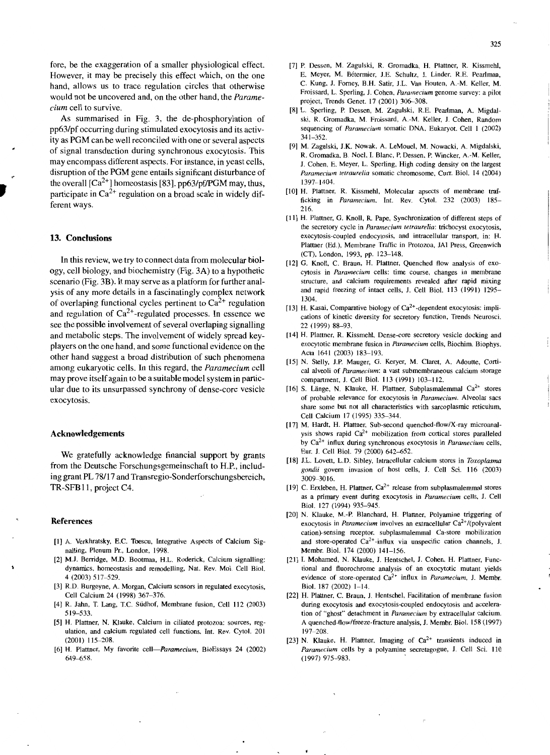fore, be the exaggeration of a smaller physiological effect. However, it may be precisely this effect which, on the one hand, allows us to trace regulation circles that otherwise would not be uncovered and, on the other hand, the *Paramecium* cell to survive.

As summarised in Fig. 3, the de-phosphorylation of pp63/pf occurring during stimulated exocytosis and its activity as PGM can be well reconciled with one or several aspects of signal transduction during synchronous exocytosis. This may encompass different aspects. For instance, in yeast cells, disruption of the PGM gene entails significant disturbance of the overall $[Ca^{2+}]$ homeostasis [83]. pp63/pf/PGM may, thus, participate in $Ca^{2+}$ regulation on a broad scale in widely different ways.

## 13. Conclusions

In this review, we try to connect data from molecular biology, cell biology, and biochemistry (Fig. 3A) to a hypothetic scenario (Fig. 3B). It may serve as a platform for further analysis of any more details in a fascinatingly complex network of overlaping functional cycles pertinent to $Ca^{2+}$ regulation and regulation of $Ca^{2+}$-regulated processes. In essence we see the possible involvement of several overlaping signalling and metabolic steps. The involvement of widely spread key-players on the one hand, and some functional evidence on the other hand suggest a broad distribution of such phenomena among eukaryotic cells. In this regard, the *Paramecium* cell may prove itself again to be a suitable model system in particular due to its unsurpassed synchrony of dense-core vesicle exocytosis.

## Acknowledgements

We gratefully acknowledge financial support by grants from the Deutsche Forschungsgemeinschaft to H.P., including grant PL 78/17 and Transregio-Sonderforschungsbereich, TR-SFB11, project C4.

## References

[1] A. Verkhratsky, E.C. Toescu, Integrative Aspects of Calcium Signalling, Plenum Pr., London, 1998.

[2] M.J. Berridge, M.D. Bootman, H.L. Roderick, Calcium signalling: dynamics, homeostasis and remodelling, Nat. Rev. Mol. Cell Biol. 4 (2003) 517–529.

[3] R.D. Burgoyne, A. Morgan, Calcium sensors in regulated exocytosis, Cell Calcium 24 (1998) 367–376.

[4] R. Jahn, T. Lang, T.C. Südhof, Membrane fusion, Cell 112 (2003) 519–533.

[5] H. Plattner, N. Klauke, Calcium in ciliated protozoa: sources, regulation, and calcium regulated cell functions, Int. Rev. Cytol. 201 (2001) 115–208.

[6] H. Plattner, My favorite cell—*Paramecium*, BioEssays 24 (2002) 649–658.

[7] P. Dessen, M. Zagulski, R. Gromadka, H. Plattner, R. Kissmehl, E. Meyer, M. Bétermier, J.E. Schultz, J. Linder, R.E. Pearlman, C. Kung, J. Forney, B.H. Satir, J.L. Van Houten, A.-M. Keller, M. Froissard, L. Sperling, J. Cohen, *Paramecium* genome survey: a pilot project, Trends Genet. 17 (2001) 306–308.

[8] L. Sperling, P. Dessen, M. Zagulski, R.E. Pearlman, A. Migdalski, R. Gromadka, M. Froissard, A.-M. Keller, J. Cohen, Random sequencing of *Paramecium* somatic DNA, Eukaryot. Cell 1 (2002) 341–352.

[9] M. Zagulski, J.K. Nowak, A. LeMouel, M. Nowacki, A. Migdalski, R. Gromadka, B. Noel, I. Blanc, P. Dessen, P. Wincker, A.-M. Keller, J. Cohen, E. Meyer, L. Sperling, High coding density on the largest *Paramecium tetraurelia* somatic chromosome, Curr. Biol. 14 (2004) 1397–1404.

[10] H. Plattner, R. Kissmehl, Molecular apsects of membrane trafficking in *Paramecium*, Int. Rev. Cytol. 232 (2003) 185–216.

[11] H. Plattner, G. Knoll, R. Pape, Synchronization of different steps of the secretory cycle in *Paramecium tetraurelia*: trichocyst exocytosis, exocytosis-coupled endocytosis, and intracellular transport, in: H. Plattner (Ed.), Membrane Traffic in Protozoa, JAI Press, Greenwich (CT), London, 1993, pp. 123–148.

[12] G. Knoll, C. Braun, H. Plattner, Quenched flow analysis of exocytosis in *Paramecium* cells: time course, changes in membrane structure, and calcium requirements revealed after rapid mixing and rapid freezing of intact cells, J. Cell Biol. 113 (1991) 1295–1304.

[13] H. Kasai, Comparative biology of $Ca^{2+}$-dependent exocytosis: implications of kinetic diversity for secretory function, Trends Neurosci. 22 (1999) 88–93.

[14] H. Plattner, R. Kissmehl, Dense-core secretory vesicle docking and exocytotic membrane fusion in *Paramecium* cells, Biochim. Biophys. Acta 1641 (2003) 183–193.

[15] N. Stelly, J.P. Mauger, G. Keryer, M. Claret, A. Adoutte, Cortical alveoli of *Paramecium*: a vast submembraneous calcium storage compartment, J. Cell Biol. 113 (1991) 103–112.

[16] S. Länge, N. Klauke, H. Plattner, Subplasmalemmal $Ca^{2+}$ stores of probable relevance for exocytosis in *Paramecium*. Alveolar sacs share some but not all characteristics with sarcoplasmic reticulum, Cell Calcium 17 (1995) 335–344.

[17] M. Hardt, H. Plattner, Sub-second quenched-flow/X-ray microanalysis shows rapid $Ca^{2+}$ mobilization from cortical stores paralleled by $Ca^{2+}$ influx during synchronous exocytosis in *Paramecium* cells, Eur. J. Cell Biol. 79 (2000) 642–652.

[18] J.L. Lovett, L.D. Sibley, Intracellular calcium stores in *Toxoplasma gondii* govern invasion of host cells, J. Cell Sci. 116 (2003) 3009–3016.

[19] C. Erxleben, H. Plattner, $Ca^{2+}$ release from subplasmalemmal stores as a primary event during exocytosis in *Paramecium* cells, J. Cell Biol. 127 (1994) 935–945.

[20] N. Klauke, M.-P. Blanchard, H. Plattner, Polyamine triggering of exocytosis in *Paramecium* involves an extracellular $Ca^{2+}$/(polyvalent cation)-sensing receptor, subplasmalemmal Ca-store mobilization and store-operated $Ca^{2+}$-influx via unspecific cation channels, J. Membr. Biol. 174 (2000) 141–156.

[21] I. Mohamed, N. Klauke, J. Hentschel, J. Cohen, H. Plattner, Functional and fluorochrome analysis of an exocytotic mutant yields evidence of store-operated $Ca^{2+}$ influx in *Paramecium*, J. Membr. Biol. 187 (2002) 1–14.

[22] H. Plattner, C. Braun, J. Hentschel, Facilitation of membrane fusion during exocytosis and exocytosis-coupled endocytosis and acceleration of "ghost" detachment in *Paramecium* by extracellular calcium. A quenched-flow/freeze-fracture analysis, J. Membr. Biol. 158 (1997) 197–208.

[23] N. Klauke, H. Plattner, Imaging of $Ca^{2+}$ transients induced in *Paramecium* cells by a polyamine secretagogue, J. Cell Sci. 110 (1997) 975–983.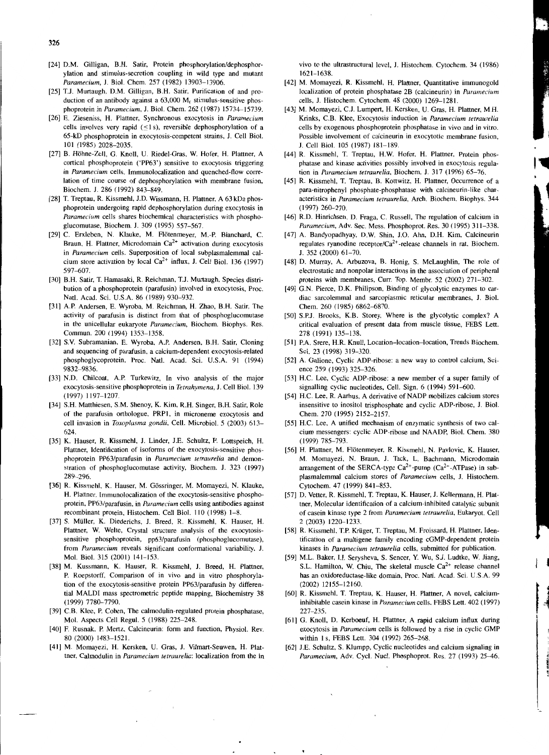[24] D.M. Gilligan, B.H. Satir, Protein phosphorylation/dephosphorylation and stimulus-secretion coupling in wild type and mutant *Paramecium*, J. Biol. Chem. 257 (1982) 13903–13906.

[25] T.J. Murtaugh, D.M. Gilligan, B.H. Satir, Purification of and production of an antibody against a 63,000 $M_r$ stimulus-sensitive phosphoprotein in *Paramecium*, J. Biol. Chem. 262 (1987) 15734–15739.

[26] E. Zieseniss, H. Plattner, Synchronous exocytosis in *Paramecium* cells involves very rapid (≤1 s), reversible dephosphorylation of a 65-kD phosphoprotein in exocytosis-competent strains, J. Cell Biol. 101 (1985) 2028–2035.

[27] B. Höhne-Zell, G. Knoll, U. Riedel-Gras, W. Hofer, H. Plattner, A cortical phosphoprotein ('PP63') sensitive to exocytosis triggering in *Paramecium* cells. Immunolocalization and quenched-flow correlation of time course of dephosphorylation with membrane fusion, Biochem. J. 286 (1992) 843–849.

[28] T. Treptau, R. Kissmehl, J.D. Wissmann, H. Plattner, A 63 kDa phosphoprotein undergoing rapid dephosphorylation during exocytosis in *Paramecium* cells shares biochemical characteristics with phosphoglucomutase, Biochem. J. 309 (1995) 557–567.

[29] C. Erxleben, N. Klauke, M. Flötenmeyer, M.-P. Blanchard, C. Braun, H. Plattner, Microdomain $Ca^{2+}$ activation during exocytosis in *Paramecium* cells. Superposition of local subplasmalemmal calcium store activation by local $Ca^{2+}$ influx, J. Cell Biol. 136 (1997) 597–607.

[30] B.H. Satir, T. Hamasaki, R. Reichman, T.J. Murtaugh, Species distribution of a phosphoprotein (parafusin) involved in exocytosis, Proc. Natl. Acad. Sci. U.S.A. 86 (1989) 930–932.

[31] A.P. Andersen, E. Wyroba, M. Reichman, H. Zhao, B.H. Satir, The activity of parafusin is distinct from that of phosphoglucomutase in the unicellular eukaryote *Paramecium*, Biochem. Biophys. Res. Commun. 200 (1994) 1353–1358.

[32] S.V. Subramanian, E. Wyroba, A.P. Andersen, B.H. Satir, Cloning and sequencing of parafusin, a calcium-dependent exocytosis-related phosphoglycoprotein, Proc. Natl. Acad. Sci. U.S.A. 91 (1994) 9832–9836.

[33] N.D. Chilcoat, A.P. Turkewitz, In vivo analysis of the major exocytosis-sensitive phosphoprotein in *Tetrahymena*, J. Cell Biol. 139 (1997) 1197–1207.

[34] S.H. Matthiesen, S.M. Shenoy, K. Kim, R.H. Singer, B.H. Satir, Role of the parafusin orthologue, PRP1, in microneme exocytosis and cell invasion in *Toxoplasma gondii*, Cell. Microbiol. 5 (2003) 613–624.

[35] K. Hauser, R. Kissmehl, J. Linder, J.E. Schultz, F. Lottspeich, H. Plattner, Identification of isoforms of the exocytosis-sensitive phosphoprotein PP63/parafusin in *Paramecium tetraurelia* and demonstration of phosphoglucomutase activity, Biochem. J. 323 (1997) 289–296.

[36] R. Kissmehl, K. Hauser, M. Gössringer, M. Momayezi, N. Klauke, H. Plattner, Immunolocalization of the exocytosis-sensitive phosphoprotein, PP63/parafusin, in *Paramecium* cells using antibodies against recombinant protein, Histochem. Cell Biol. 110 (1998) 1–8.

[37] S. Müller, K. Diederichs, J. Breed, R. Kissmehl, K. Hauser, H. Plattner, W. Welte, Crystal structure analysis of the exocytosis-sensitive phosphoprotein, pp63/parafusin (phosphoglucomutase), from *Paramecium* reveals significant conformational variability, J. Mol. Biol. 315 (2001) 141–153.

[38] M. Kussmann, K. Hauser, R. Kissmehl, J. Breed, H. Plattner, P. Roepstorff, Comparison of in vivo and in vitro phosphorylation of the exocytosis-sensitive protein PP63/parafusin by differential MALDI mass spectrometric peptide mapping, Biochemistry 38 (1999) 7780–7790.

[39] C.B. Klee, P. Cohen, The calmodulin-regulated protein phosphatase, Mol. Aspects Cell Regul. 5 (1988) 225–248.

[40] F. Rusnak, P. Mertz, Calcineurin: form and function, Physiol. Rev. 80 (2000) 1483–1521.

[41] M. Momayezi, H. Kersken, U. Gras, J. Vilmart-Seuwen, H. Plattner, Calmodulin in *Paramecium tetraurelia*: localization from the in vivo to the ultrastructural level, J. Histochem. Cytochem. 34 (1986) 1621–1638.

[42] M. Momayezi, R. Kissmehl, H. Plattner, Quantitative immunogold localization of protein phosphatase 2B (calcineurin) in *Paramecium* cells, J. Histochem. Cytochem. 48 (2000) 1269–1281.

[43] M. Momayezi, C.J. Lumpert, H. Kersken, U. Gras, H. Plattner, M.H. Krinks, C.B. Klee, Exocytosis induction in *Paramecium tetraurelia* cells by exogenous phosphoprotein phosphatase in vivo and in vitro. Possible involvement of calcineurin in exocytotic membrane fusion, J. Cell Biol. 105 (1987) 181–189.

[44] R. Kissmehl, T. Treptau, H.W. Hofer, H. Plattner, Protein phosphatase and kinase activities possibly involved in exocytosis regulation in *Paramecium tetraurelia*, Biochem. J. 317 (1996) 65–76.

[45] R. Kissmehl, T. Treptau, B. Kottwitz, H. Plattner, Occurrence of a para-nitrophenyl phosphate-phosphatase with calcineurin-like characteristics in *Paramecium tetraurelia*, Arch. Biochem. Biophys. 344 (1997) 260–270.

[46] R.D. Hinrichsen, D. Fraga, C. Russell, The regulation of calcium in *Paramecium*, Adv. Sec. Mess. Phosphoprot. Res. 30 (1995) 311–338.

[47] A. Bandyopadhyay, D.W. Shin, J.O. Ahn, D.H. Kim, Calcineurin regulates ryanodine receptor/$Ca^{2+}$-release channels in rat, Biochem. J. 352 (2000) 61–70.

[48] D. Murray, A. Arbuzova, B. Honig, S. McLaughlin, The role of electrostatic and nonpolar interactions in the association of peripheral proteins with membranes, Curr. Top. Membr. 52 (2002) 271–302.

[49] G.N. Pierce, D.K. Philipson, Binding of glycolytic enzymes to cardiac sarcolemmal and sarcoplasmic reticular membranes, J. Biol. Chem. 260 (1985) 6862–6870.

[50] S.P.J. Brooks, K.B. Storey, Where is the glycolytic complex? A critical evaluation of present data from muscle tissue, FEBS Lett. 278 (1991) 135–138.

[51] P.A. Srere, H.R. Knull, Location–location–location, Trends Biochem. Sci. 23 (1998) 319–320.

[52] A. Galione, Cyclic ADP-ribose: a new way to control calcium, Science 259 (1993) 325–326.

[53] H.C. Lee, Cyclic ADP-ribose: a new member of a super family of signalling cyclic nucleotides, Cell. Sign. 6 (1994) 591–600.

[54] H.C. Lee, R. Aarhus, A derivative of NADP mobilizes calcium stores insensitive to inositol trisphosphate and cyclic ADP-ribose, J. Biol. Chem. 270 (1995) 2152–2157.

[55] H.C. Lee, A unified mechanism of enzymatic synthesis of two calcium messengers: cyclic ADP-ribose and NAADP, Biol. Chem. 380 (1999) 785–793.

[56] H. Plattner, M. Flötenmeyer, R. Kissmehl, N. Pavlovic, K. Hauser, M. Momayezi, N. Braun, J. Tack, L. Bachmann, Microdomain arrangement of the SERCA-type $Ca^{2+}$-pump ($Ca^{2+}$-ATPase) in subplasmalemmal calcium stores of *Paramecium* cells, J. Histochem. Cytochem. 47 (1999) 841–853.

[57] D. Vetter, R. Kissmehl, T. Treptau, K. Hauser, J. Kellermann, H. Plattner, Molecular identification of a calcium-inhibited catalytic subunit of casein kinase type 2 from *Paramecium tetraurelia*, Eukaryot. Cell 2 (2003) 1220–1233.

[58] R. Kissmehl, T.P. Krüger, T. Treptau, M. Froissard, H. Plattner, Identification of a multigene family encoding cGMP-dependent protein kinases in *Paramecium tetraurelia* cells, submitted for publication.

[59] M.L. Baker, I.I. Serysheva, S. Sencer, Y. Wu, S.J. Ludtke, W. Jiang, S.L. Hamilton, W. Chiu, The skeletal muscle $Ca^{2+}$ release channel has an oxidoreductase-like domain, Proc. Natl. Acad. Sci. U.S.A. 99 (2002) 12155–12160.

[60] R. Kissmehl, T. Treptau, K. Hauser, H. Plattner, A novel, calcium-inhibitable casein kinase in *Paramecium* cells, FEBS Lett. 402 (1997) 227–235.

[61] G. Knoll, D. Kerboeuf, H. Plattner, A rapid calcium influx during exocytosis in *Paramecium* cells is followed by a rise in cyclic GMP within 1 s, FEBS Lett. 304 (1992) 265–268.

[62] J.E. Schultz, S. Klumpp, Cyclic nucleotides and calcium signaling in *Paramecium*, Adv. Cycl. Nucl. Phosphoprot. Res. 27 (1993) 25–46.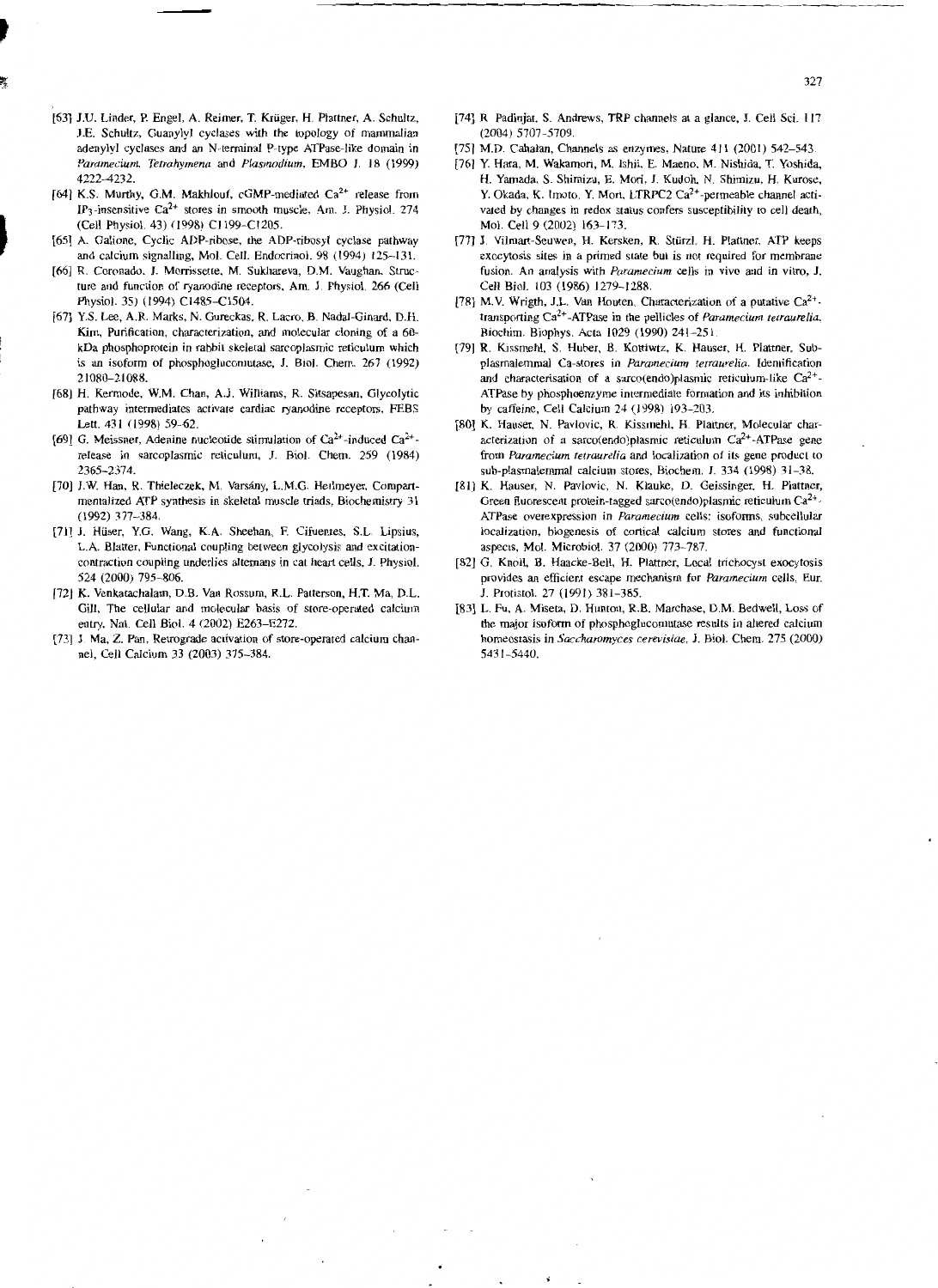[63] J.U. Linder, P. Engel, A. Reimer, T. Krüger, H. Plattner, A. Schultz, J.E. Schultz, Guanylyl cyclases with the topology of mammalian adenylyl cyclases and an N-terminal P-type ATPase-like domain in *Paramecium*, *Tetrahymena* and *Plasmodium*, EMBO J. 18 (1999) 4222–4232.

[64] K.S. Murthy, G.M. Makhlouf, cGMP-mediated $Ca^{2+}$ release from $IP_3$-insensitive $Ca^{2+}$ stores in smooth muscle, Am. J. Physiol. 274 (Cell Physiol. 43) (1998) C1199–C1205.

[65] A. Galione, Cyclic ADP-ribose, the ADP-ribosyl cyclase pathway and calcium signalling, Mol. Cell. Endocrinol. 98 (1994) 125–131.

[66] R. Coronado, J. Morrissette, M. Sukhareva, D.M. Vaughan, Structure and function of ryanodine receptors, Am. J. Physiol. 266 (Cell Physiol. 35) (1994) C1485–C1504.

[67] Y.S. Lee, A.R. Marks, N. Gureckas, R. Lacro, B. Nadal-Ginard, D.H. Kim, Purification, characterization, and molecular cloning of a 60-kDa phosphoprotein in rabbit skeletal sarcoplasmic reticulum which is an isoform of phosphoglucomutase, J. Biol. Chem. 267 (1992) 21080–21088.

[68] H. Kermode, W.M. Chan, A.J. Williams, R. Sitsapesan, Glycolytic pathway intermediates activate cardiac ryanodine receptors, FEBS Lett. 431 (1998) 59–62.

[69] G. Meissner, Adenine nucleotide stimulation of $Ca^{2+}$-induced $Ca^{2+}$-release in sarcoplasmic reticulum, J. Biol. Chem. 259 (1984) 2365–2374.

[70] J.W. Han, R. Thieleczek, M. Varsányi, L.M.G. Heilmeyer, Compartmentalized ATP synthesis in skeletal muscle triads, Biochemistry 31 (1992) 377–384.

[71] J. Hüser, Y.G. Wang, K.A. Sheehan, F. Cifuentes, S.L. Lipsius, L.A. Blatter, Functional coupling between glycolysis and excitation-contraction coupling underlies alternans in cat heart cells, J. Physiol. 524 (2000) 795–806.

[72] K. Venkatachalam, D.B. Van Rossum, R.L. Patterson, H.T. Ma, D.L. Gill, The cellular and molecular basis of store-operated calcium entry, Nat. Cell Biol. 4 (2002) E263–E272.

[73] J. Ma, Z. Pan, Retrograde activation of store-operated calcium channel, Cell Calcium 33 (2003) 375–384.

[74] R. Padinjat, S. Andrews, TRP channels at a glance, J. Cell Sci. 117 (2004) 5707–5709.

[75] M.D. Cahalan, Channels as enzymes, Nature 411 (2001) 542–543.

[76] Y. Hara, M. Wakamori, M. Ishii, E. Maeno, M. Nishida, T. Yoshida, H. Yamada, S. Shimizu, E. Mori, J. Kudoh, N. Shimizu, H. Kurose, Y. Okada, K. Imoto, Y. Mori, LTRPC2 $Ca^{2+}$-permeable channel activated by changes in redox status confers susceptibility to cell death, Mol. Cell 9 (2002) 163–173.

[77] J. Vilmart-Seuwen, H. Kersken, R. Stürzl, H. Plattner, ATP keeps exocytosis sites in a primed state but is not required for membrane fusion. An analysis with *Paramecium* cells in vivo and in vitro, J. Cell Biol. 103 (1986) 1279–1288.

[78] M.V. Wrigth, J.L. Van Houten, Characterization of a putative $Ca^{2+}$-transporting $Ca^{2+}$-ATPase in the pellicles of *Paramecium tetraurelia*, Biochim. Biophys. Acta 1029 (1990) 241–251.

[79] R. Kissmehl, S. Huber, B. Kottwitz, K. Hauser, H. Plattner, Subplasmalemmal Ca-stores in *Paramecium tetraurelia*. Identification and characterisation of a sarco(endo)plasmic reticulum-like $Ca^{2+}$-ATPase by phosphoenzyme intermediate formation and its inhibition by caffeine, Cell Calcium 24 (1998) 193–203.

[80] K. Hauser, N. Pavlovic, R. Kissmehl, H. Plattner, Molecular characterization of a sarco(endo)plasmic reticulum $Ca^{2+}$-ATPase gene from *Paramecium tetraurelia* and localization of its gene product to sub-plasmalemmal calcium stores, Biochem. J. 334 (1998) 31–38.

[81] K. Hauser, N. Pavlovic, N. Klauke, D. Geissinger, H. Plattner, Green fluorescent protein-tagged sarco(endo)plasmic reticulum $Ca^{2+}$-ATPase overexpression in *Paramecium* cells: isoforms, subcellular localization, biogenesis of cortical calcium stores and functional aspects, Mol. Microbiol. 37 (2000) 773–787.

[82] G. Knoll, B. Haacke-Bell, H. Plattner, Local trichocyst exocytosis provides an efficient escape mechanism for *Paramecium* cells, Eur. J. Protistol. 27 (1991) 381–385.

[83] L. Fu, A. Miseta, D. Hunton, R.B. Marchase, D.M. Bedwell, Loss of the major isoform of phosphoglucomutase results in altered calcium homeostasis in *Saccharomyces cerevisiae*, J. Biol. Chem. 275 (2000) 5431–5440.